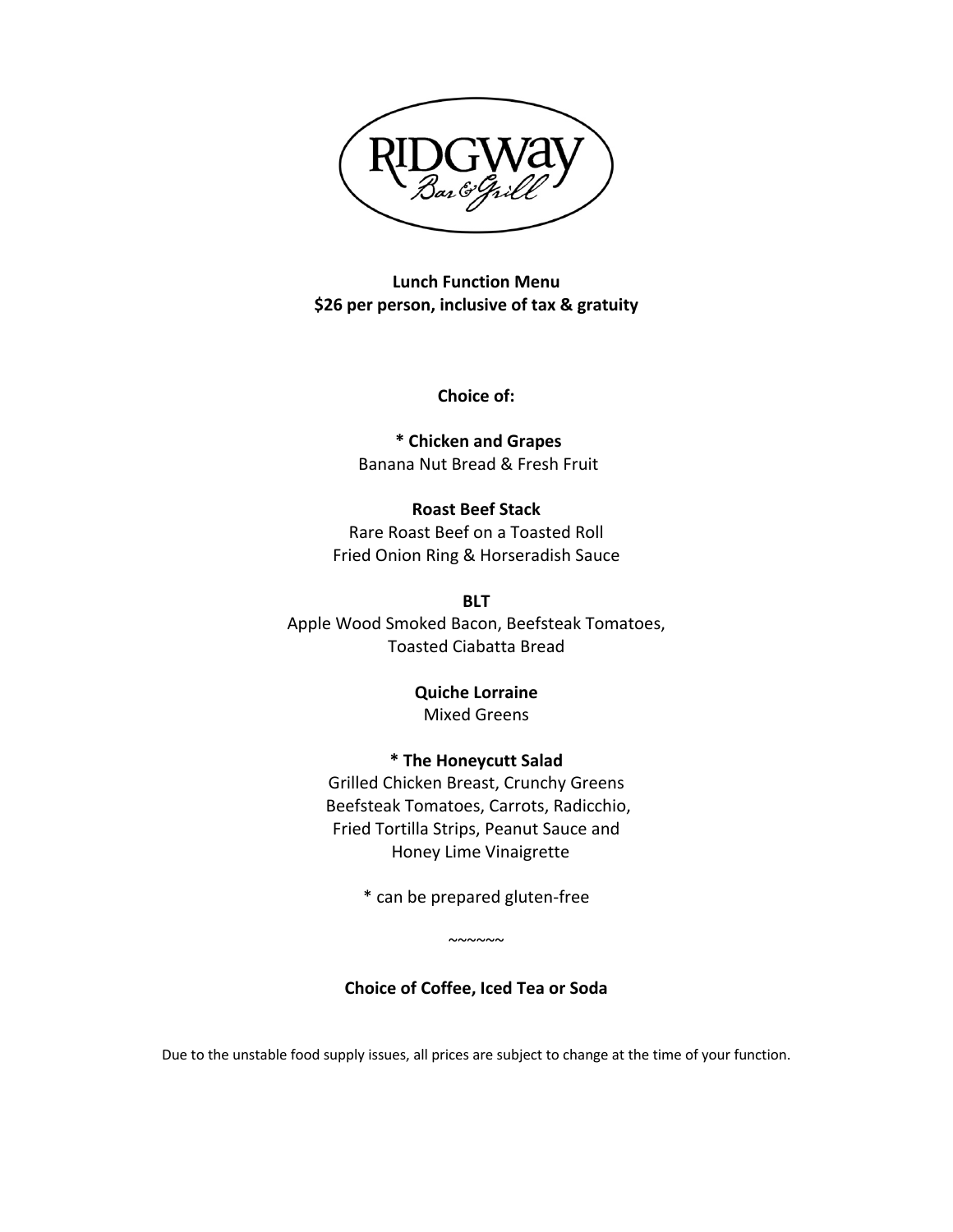# RIDGWAY Bar & Grill

**Lunch Function Menu**
**$26 per person, inclusive of tax & gratuity**

**Choice of:**

**\* Chicken and Grapes**
Banana Nut Bread & Fresh Fruit

**Roast Beef Stack**
Rare Roast Beef on a Toasted Roll
Fried Onion Ring & Horseradish Sauce

**BLT**
Apple Wood Smoked Bacon, Beefsteak Tomatoes,
Toasted Ciabatta Bread

**Quiche Lorraine**
Mixed Greens

**\* The Honeycutt Salad**
Grilled Chicken Breast, Crunchy Greens
Beefsteak Tomatoes, Carrots, Radicchio,
Fried Tortilla Strips, Peanut Sauce and
Honey Lime Vinaigrette

\* can be prepared gluten-free

~~~~~~

**Choice of Coffee, Iced Tea or Soda**

Due to the unstable food supply issues, all prices are subject to change at the time of your function.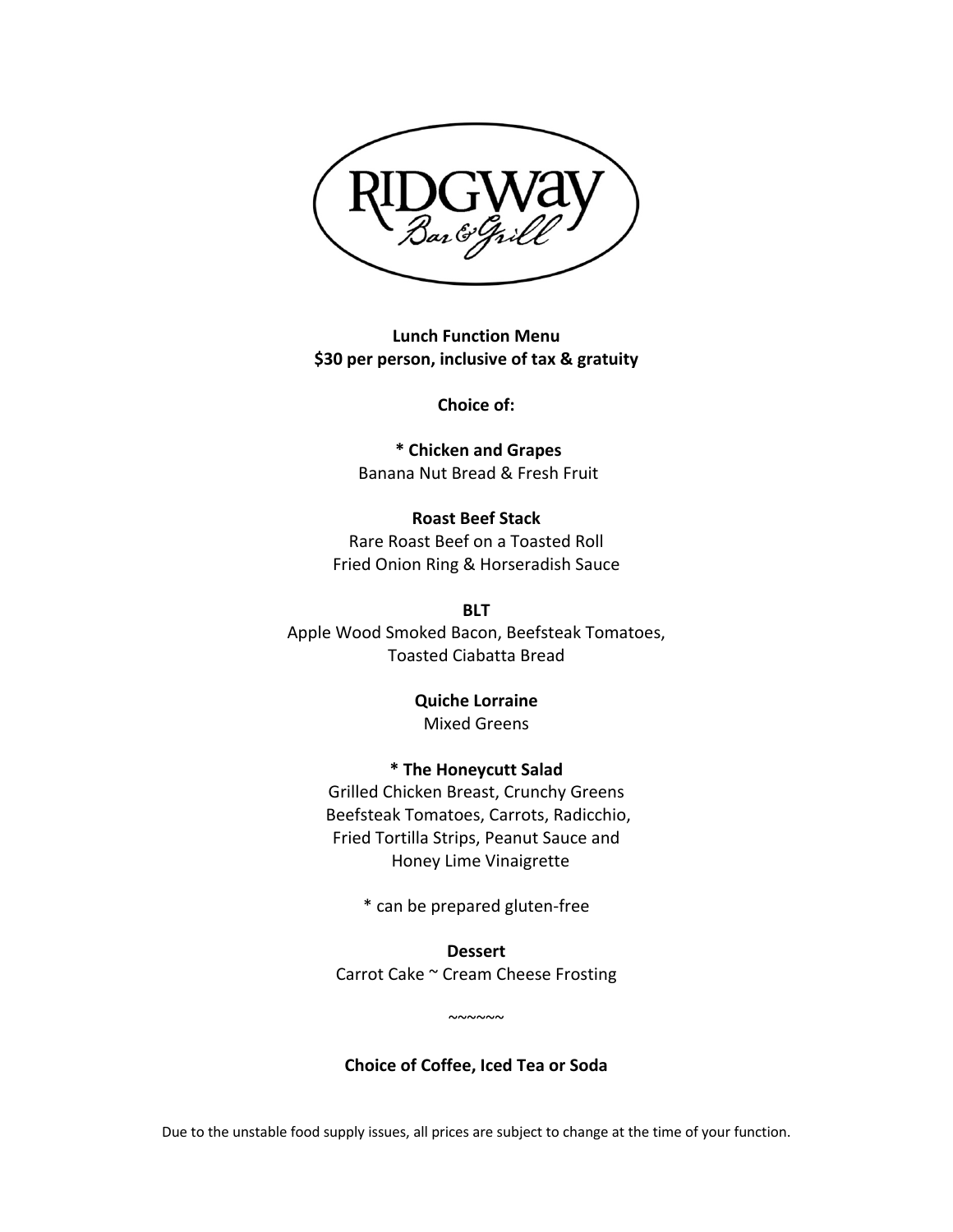# Ridgway Bar & Grill

**Lunch Function Menu**
**$30 per person, inclusive of tax & gratuity**

**Choice of:**

**\* Chicken and Grapes**
Banana Nut Bread & Fresh Fruit

**Roast Beef Stack**
Rare Roast Beef on a Toasted Roll
Fried Onion Ring & Horseradish Sauce

**BLT**
Apple Wood Smoked Bacon, Beefsteak Tomatoes,
Toasted Ciabatta Bread

**Quiche Lorraine**
Mixed Greens

**\* The Honeycutt Salad**
Grilled Chicken Breast, Crunchy Greens
Beefsteak Tomatoes, Carrots, Radicchio,
Fried Tortilla Strips, Peanut Sauce and
Honey Lime Vinaigrette

\* can be prepared gluten-free

**Dessert**
Carrot Cake ~ Cream Cheese Frosting

~~~~~~

**Choice of Coffee, Iced Tea or Soda**

Due to the unstable food supply issues, all prices are subject to change at the time of your function.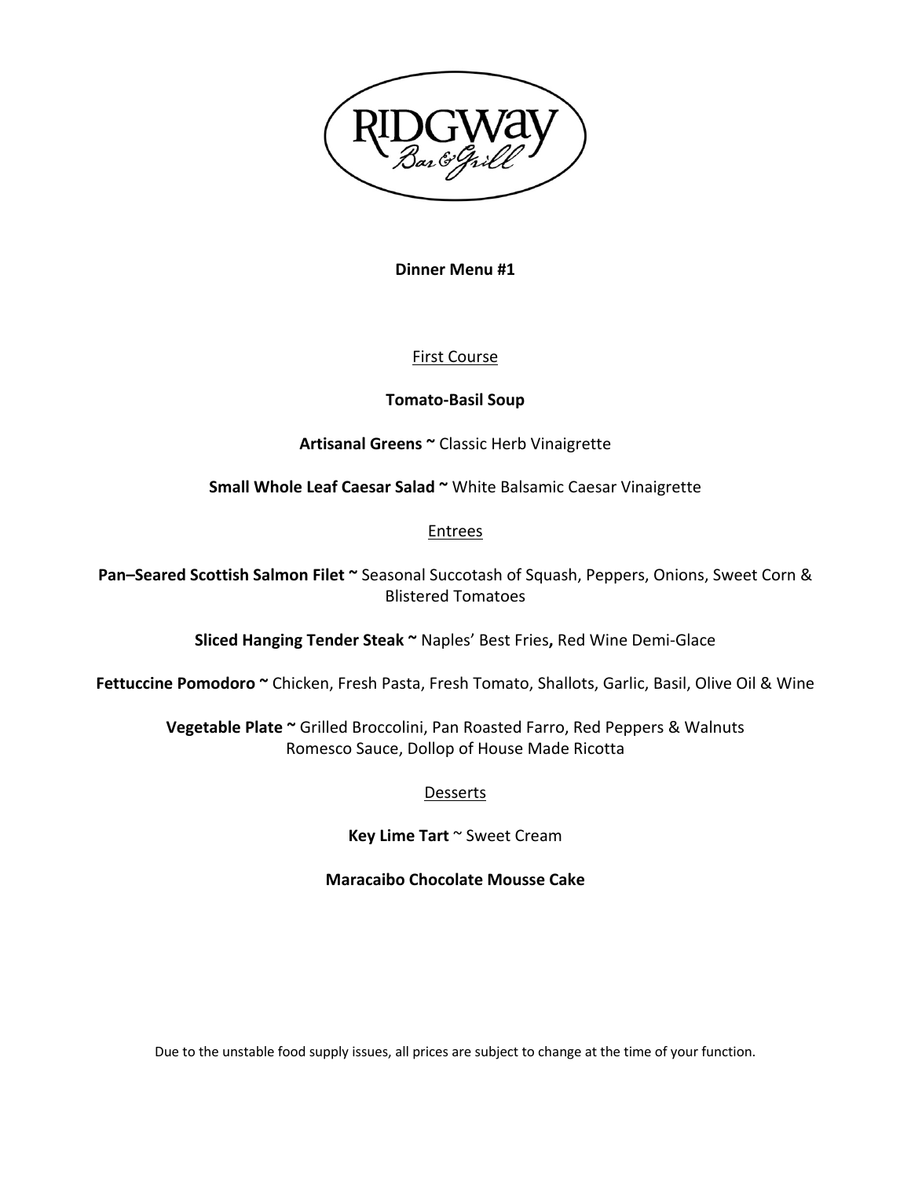RIDGWAY
*Bar & Grill*

**Dinner Menu #1**

First Course

**Tomato-Basil Soup**

**Artisanal Greens ~** Classic Herb Vinaigrette

**Small Whole Leaf Caesar Salad ~** White Balsamic Caesar Vinaigrette

Entrees

**Pan–Seared Scottish Salmon Filet ~** Seasonal Succotash of Squash, Peppers, Onions, Sweet Corn & Blistered Tomatoes

**Sliced Hanging Tender Steak ~** Naples' Best Fries**,** Red Wine Demi-Glace

**Fettuccine Pomodoro ~** Chicken, Fresh Pasta, Fresh Tomato, Shallots, Garlic, Basil, Olive Oil & Wine

**Vegetable Plate ~** Grilled Broccolini, Pan Roasted Farro, Red Peppers & Walnuts
Romesco Sauce, Dollop of House Made Ricotta

Desserts

**Key Lime Tart** ~ Sweet Cream

**Maracaibo Chocolate Mousse Cake**

Due to the unstable food supply issues, all prices are subject to change at the time of your function.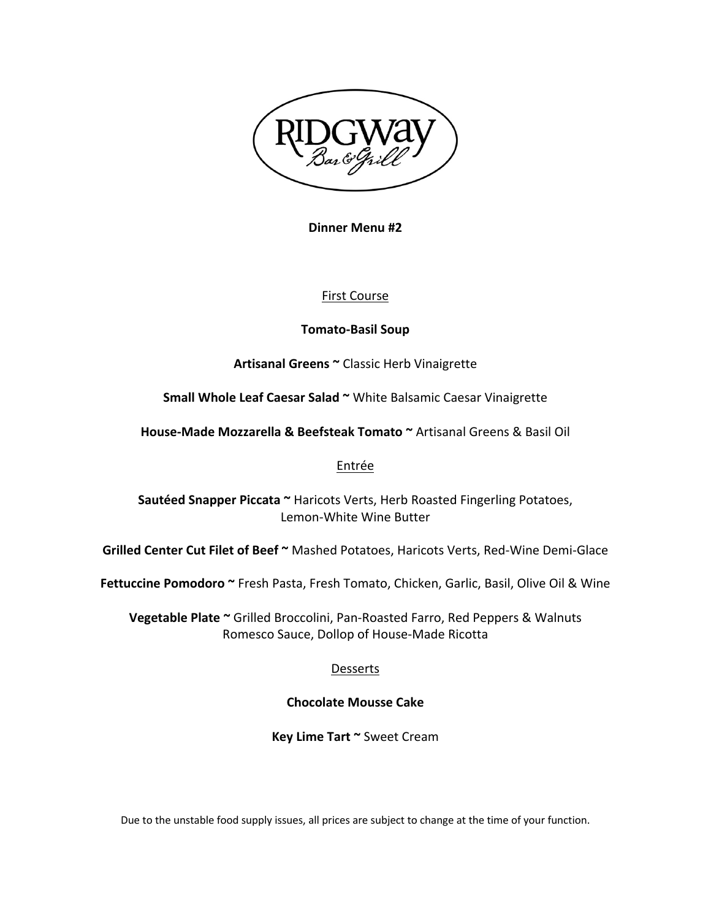# Ridgway Bar & Grill

**Dinner Menu #2**

## First Course

**Tomato-Basil Soup**

**Artisanal Greens ~** Classic Herb Vinaigrette

**Small Whole Leaf Caesar Salad ~** White Balsamic Caesar Vinaigrette

**House-Made Mozzarella & Beefsteak Tomato ~** Artisanal Greens & Basil Oil

## Entrée

**Sautéed Snapper Piccata ~** Haricots Verts, Herb Roasted Fingerling Potatoes, Lemon-White Wine Butter

**Grilled Center Cut Filet of Beef ~** Mashed Potatoes, Haricots Verts, Red-Wine Demi-Glace

**Fettuccine Pomodoro ~** Fresh Pasta, Fresh Tomato, Chicken, Garlic, Basil, Olive Oil & Wine

**Vegetable Plate ~** Grilled Broccolini, Pan-Roasted Farro, Red Peppers & Walnuts Romesco Sauce, Dollop of House-Made Ricotta

## Desserts

**Chocolate Mousse Cake**

**Key Lime Tart ~** Sweet Cream

Due to the unstable food supply issues, all prices are subject to change at the time of your function.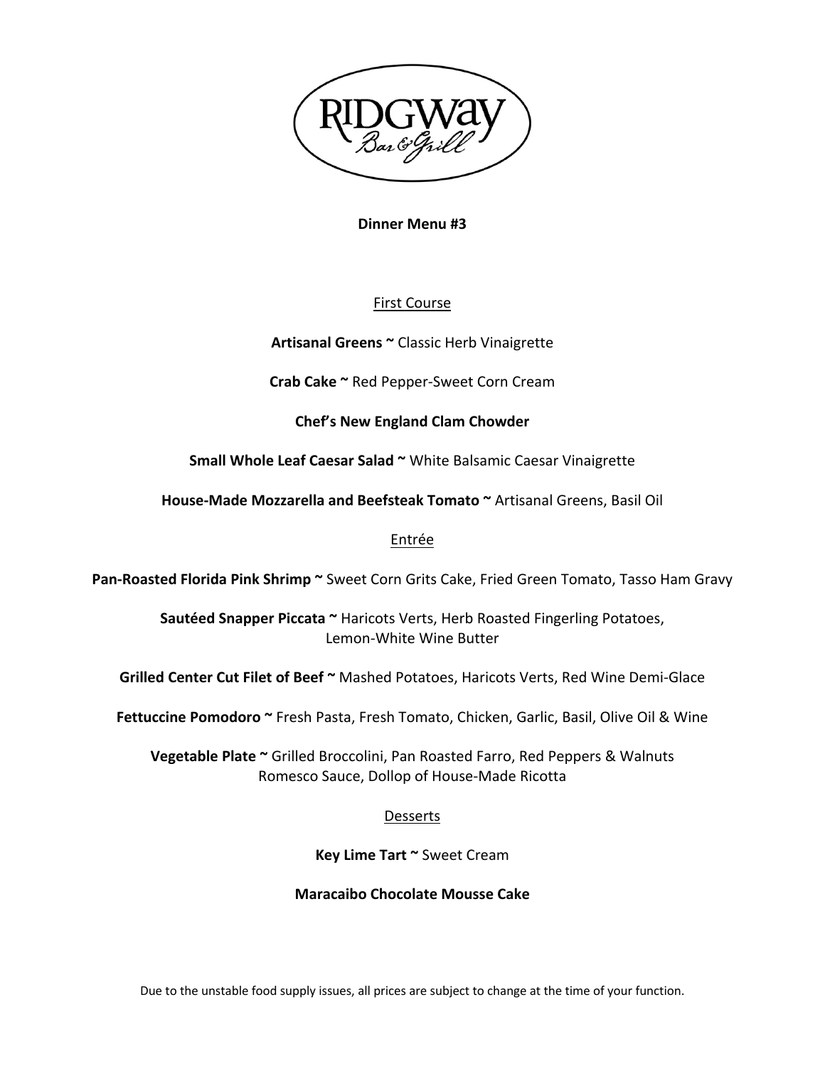RIDGWAY
Bar & Grill

**Dinner Menu #3**

First Course

**Artisanal Greens ~** Classic Herb Vinaigrette

**Crab Cake ~** Red Pepper-Sweet Corn Cream

**Chef's New England Clam Chowder**

**Small Whole Leaf Caesar Salad ~** White Balsamic Caesar Vinaigrette

**House-Made Mozzarella and Beefsteak Tomato ~** Artisanal Greens, Basil Oil

Entrée

**Pan-Roasted Florida Pink Shrimp ~** Sweet Corn Grits Cake, Fried Green Tomato, Tasso Ham Gravy

**Sautéed Snapper Piccata ~** Haricots Verts, Herb Roasted Fingerling Potatoes, Lemon-White Wine Butter

**Grilled Center Cut Filet of Beef ~** Mashed Potatoes, Haricots Verts, Red Wine Demi-Glace

**Fettuccine Pomodoro ~** Fresh Pasta, Fresh Tomato, Chicken, Garlic, Basil, Olive Oil & Wine

**Vegetable Plate ~** Grilled Broccolini, Pan Roasted Farro, Red Peppers & Walnuts Romesco Sauce, Dollop of House-Made Ricotta

Desserts

**Key Lime Tart ~** Sweet Cream

**Maracaibo Chocolate Mousse Cake**

Due to the unstable food supply issues, all prices are subject to change at the time of your function.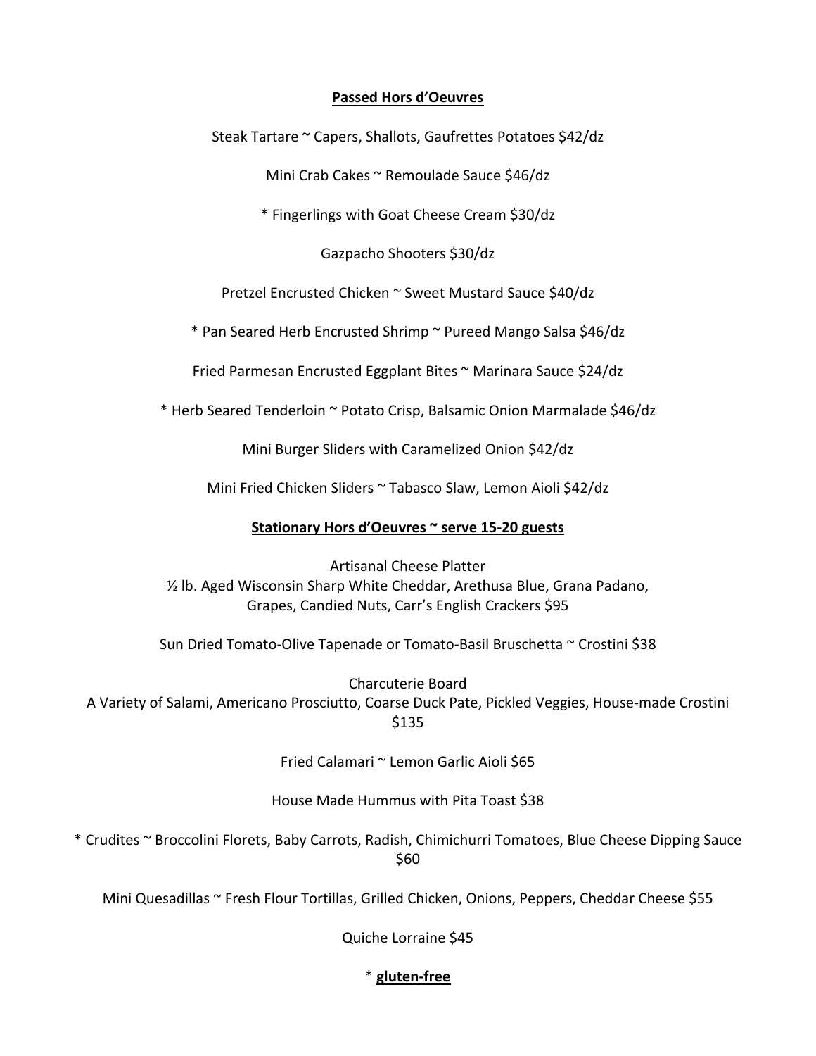## Passed Hors d'Oeuvres

Steak Tartare ~ Capers, Shallots, Gaufrettes Potatoes $42/dz

Mini Crab Cakes ~ Remoulade Sauce $46/dz

* Fingerlings with Goat Cheese Cream $30/dz

Gazpacho Shooters $30/dz

Pretzel Encrusted Chicken ~ Sweet Mustard Sauce $40/dz

* Pan Seared Herb Encrusted Shrimp ~ Pureed Mango Salsa $46/dz

Fried Parmesan Encrusted Eggplant Bites ~ Marinara Sauce $24/dz

* Herb Seared Tenderloin ~ Potato Crisp, Balsamic Onion Marmalade $46/dz

Mini Burger Sliders with Caramelized Onion $42/dz

Mini Fried Chicken Sliders ~ Tabasco Slaw, Lemon Aioli $42/dz

## Stationary Hors d'Oeuvres ~ serve 15-20 guests

Artisanal Cheese Platter
½ lb. Aged Wisconsin Sharp White Cheddar, Arethusa Blue, Grana Padano, Grapes, Candied Nuts, Carr's English Crackers $95

Sun Dried Tomato-Olive Tapenade or Tomato-Basil Bruschetta ~ Crostini $38

Charcuterie Board
A Variety of Salami, Americano Prosciutto, Coarse Duck Pate, Pickled Veggies, House-made Crostini $135

Fried Calamari ~ Lemon Garlic Aioli $65

House Made Hummus with Pita Toast $38

* Crudites ~ Broccolini Florets, Baby Carrots, Radish, Chimichurri Tomatoes, Blue Cheese Dipping Sauce $60

Mini Quesadillas ~ Fresh Flour Tortillas, Grilled Chicken, Onions, Peppers, Cheddar Cheese $55

Quiche Lorraine $45

* **gluten-free**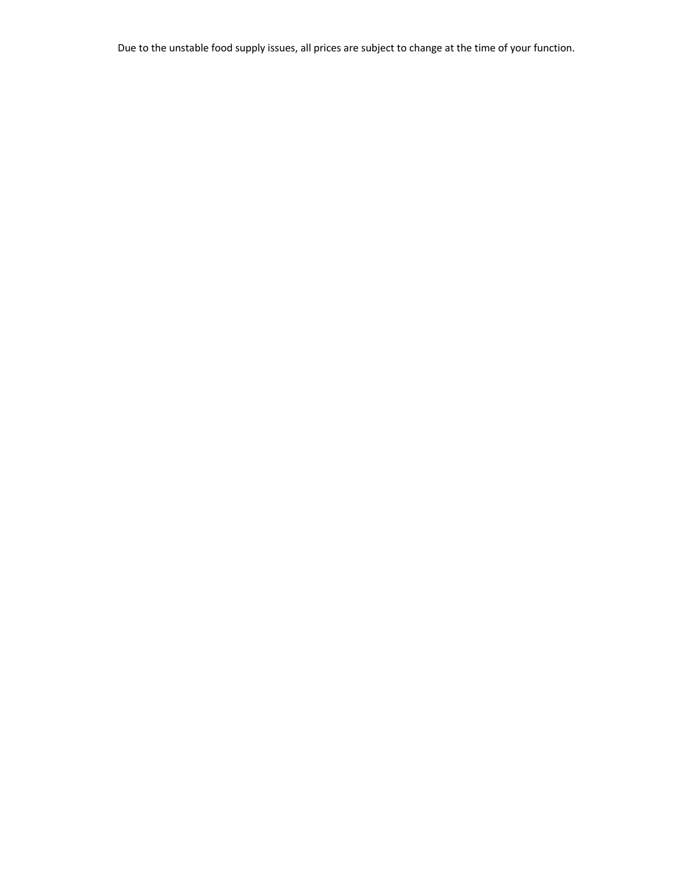Due to the unstable food supply issues, all prices are subject to change at the time of your function.